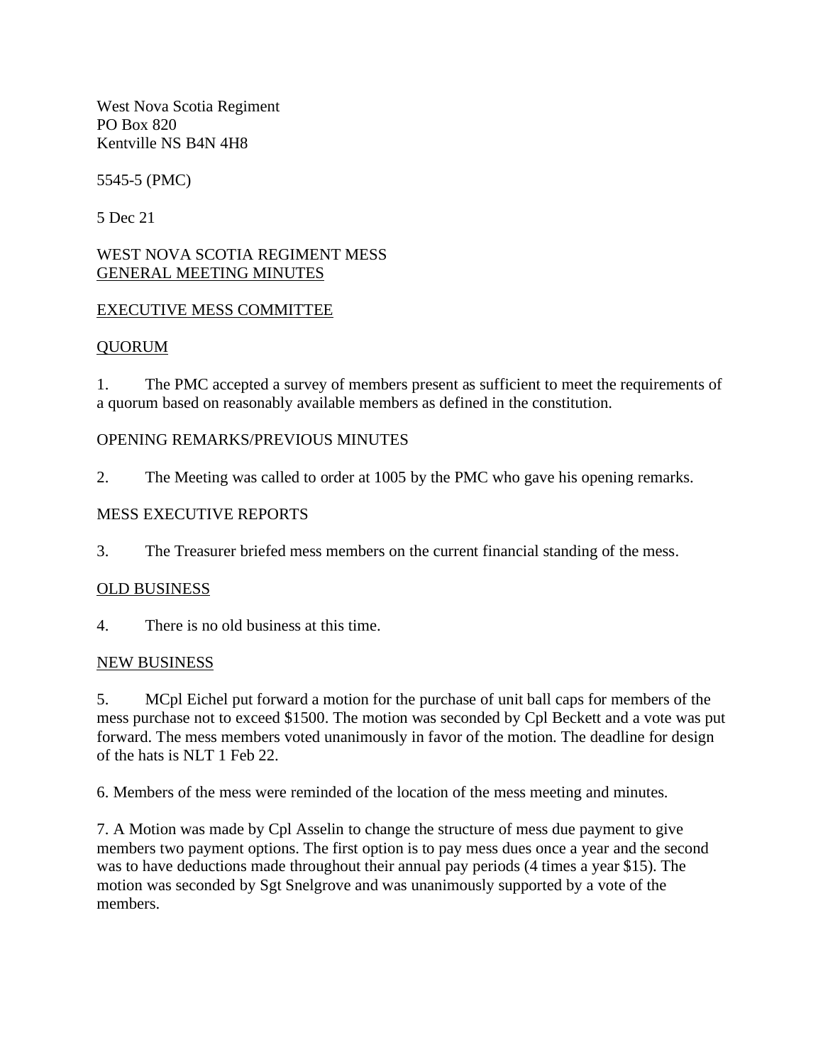West Nova Scotia Regiment
PO Box 820
Kentville NS B4N 4H8

5545-5 (PMC)

5 Dec 21

WEST NOVA SCOTIA REGIMENT MESS
<u>GENERAL MEETING MINUTES</u>

<u>EXECUTIVE MESS COMMITTEE</u>

<u>QUORUM</u>

1. The PMC accepted a survey of members present as sufficient to meet the requirements of a quorum based on reasonably available members as defined in the constitution.

OPENING REMARKS/PREVIOUS MINUTES

2. The Meeting was called to order at 1005 by the PMC who gave his opening remarks.

MESS EXECUTIVE REPORTS

3. The Treasurer briefed mess members on the current financial standing of the mess.

<u>OLD BUSINESS</u>

4. There is no old business at this time.

<u>NEW BUSINESS</u>

5. MCpl Eichel put forward a motion for the purchase of unit ball caps for members of the mess purchase not to exceed $1500. The motion was seconded by Cpl Beckett and a vote was put forward. The mess members voted unanimously in favor of the motion. The deadline for design of the hats is NLT 1 Feb 22.

6. Members of the mess were reminded of the location of the mess meeting and minutes.

7. A Motion was made by Cpl Asselin to change the structure of mess due payment to give members two payment options. The first option is to pay mess dues once a year and the second was to have deductions made throughout their annual pay periods (4 times a year $15). The motion was seconded by Sgt Snelgrove and was unanimously supported by a vote of the members.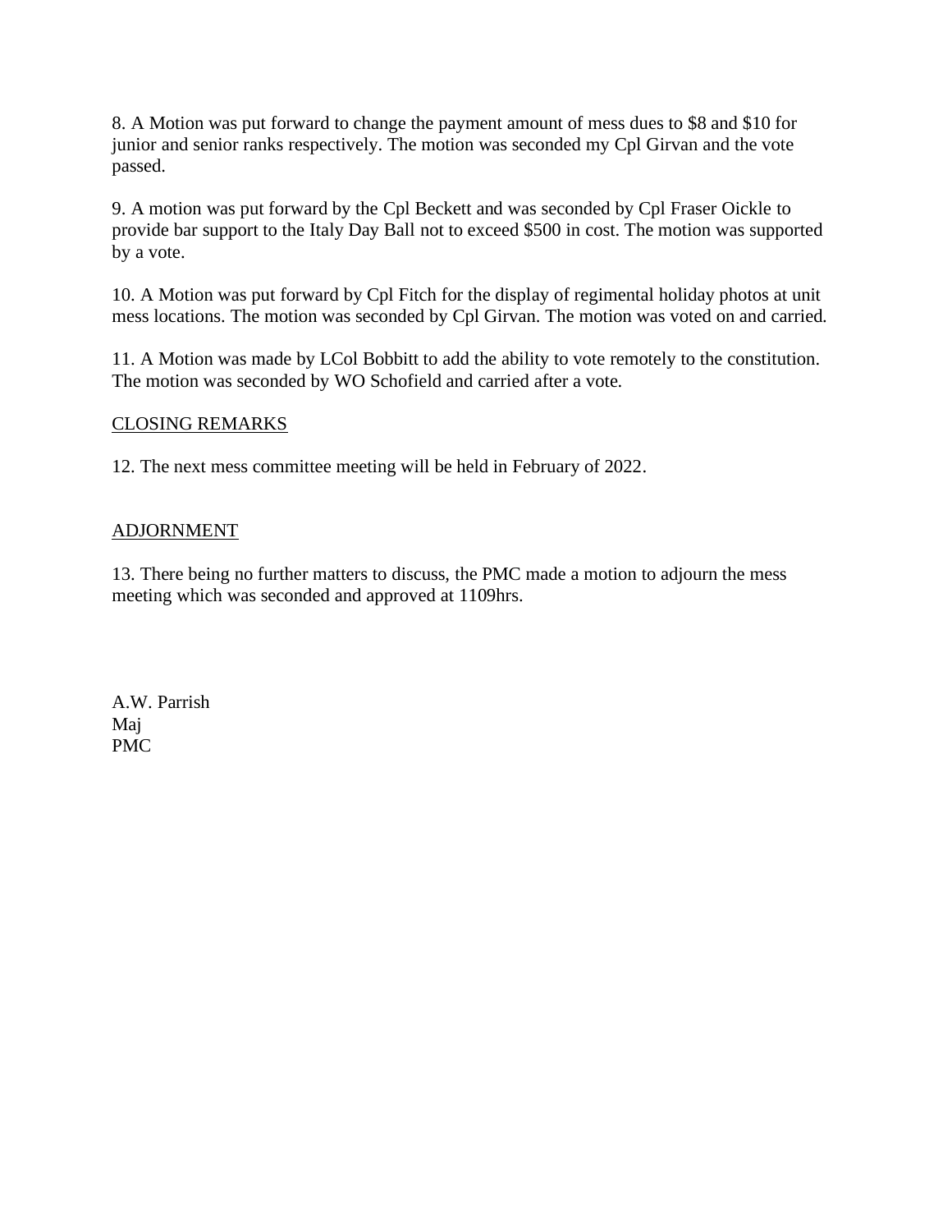8. A Motion was put forward to change the payment amount of mess dues to $8 and $10 for junior and senior ranks respectively. The motion was seconded my Cpl Girvan and the vote passed.

9. A motion was put forward by the Cpl Beckett and was seconded by Cpl Fraser Oickle to provide bar support to the Italy Day Ball not to exceed $500 in cost. The motion was supported by a vote.

10. A Motion was put forward by Cpl Fitch for the display of regimental holiday photos at unit mess locations. The motion was seconded by Cpl Girvan. The motion was voted on and carried.

11. A Motion was made by LCol Bobbitt to add the ability to vote remotely to the constitution. The motion was seconded by WO Schofield and carried after a vote.

<u>CLOSING REMARKS</u>

12. The next mess committee meeting will be held in February of 2022.

<u>ADJORNMENT</u>

13. There being no further matters to discuss, the PMC made a motion to adjourn the mess meeting which was seconded and approved at 1109hrs.

A.W. Parrish  
Maj  
PMC